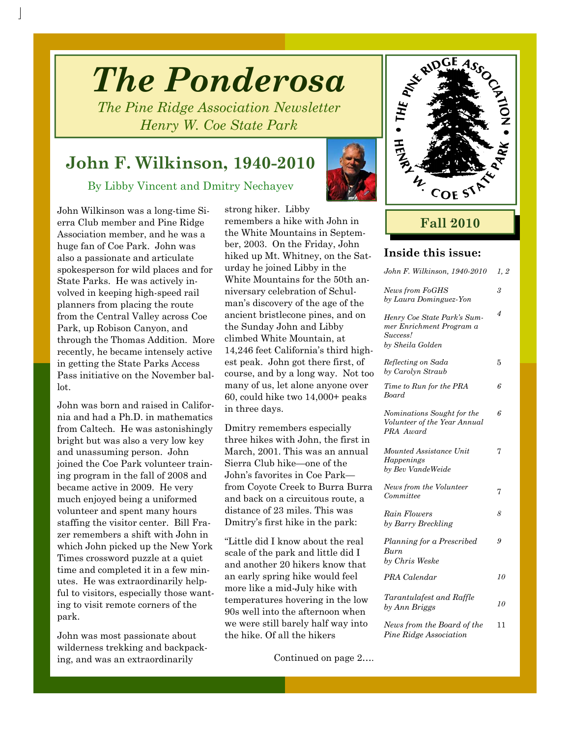# The Ponderosa

*The Pine Ridge Association Newsletter*
*Henry W. Coe State Park*

THE PINE RIDGE ASSOCIATION • HENRY W. COE STATE PARK •

**Fall 2010**

## John F. Wilkinson, 1940-2010

By Libby Vincent and Dmitry Nechayev

John Wilkinson was a long-time Sierra Club member and Pine Ridge Association member, and he was a huge fan of Coe Park. John was also a passionate and articulate spokesperson for wild places and for State Parks. He was actively involved in keeping high-speed rail planners from placing the route from the Central Valley across Coe Park, up Robison Canyon, and through the Thomas Addition. More recently, he became intensely active in getting the State Parks Access Pass initiative on the November ballot.

John was born and raised in California and had a Ph.D. in mathematics from Caltech. He was astonishingly bright but was also a very low key and unassuming person. John joined the Coe Park volunteer training program in the fall of 2008 and became active in 2009. He very much enjoyed being a uniformed volunteer and spent many hours staffing the visitor center. Bill Frazer remembers a shift with John in which John picked up the New York Times crossword puzzle at a quiet time and completed it in a few minutes. He was extraordinarily helpful to visitors, especially those wanting to visit remote corners of the park.

John was most passionate about wilderness trekking and backpacking, and was an extraordinarily strong hiker. Libby remembers a hike with John in the White Mountains in September, 2003. On the Friday, John hiked up Mt. Whitney, on the Saturday he joined Libby in the White Mountains for the 50th anniversary celebration of Schulman's discovery of the age of the ancient bristlecone pines, and on the Sunday John and Libby climbed White Mountain, at 14,246 feet California's third highest peak. John got there first, of course, and by a long way. Not too many of us, let alone anyone over 60, could hike two 14,000+ peaks in three days.

Dmitry remembers especially three hikes with John, the first in March, 2001. This was an annual Sierra Club hike—one of the John's favorites in Coe Park—from Coyote Creek to Burra Burra and back on a circuitous route, a distance of 23 miles. This was Dmitry's first hike in the park:

"Little did I know about the real scale of the park and little did I and another 20 hikers know that an early spring hike would feel more like a mid-July hike with temperatures hovering in the low 90s well into the afternoon when we were still barely half way into the hike. Of all the hikers

Continued on page 2….

### Inside this issue:

| | |
|---|---|
| *John F. Wilkinson, 1940-2010* | *1, 2* |
| *News from FoGHS by Laura Dominguez-Yon* | *3* |
| *Henry Coe State Park's Summer Enrichment Program a Success! by Sheila Golden* | *4* |
| *Reflecting on Sada by Carolyn Straub* | 5 |
| *Time to Run for the PRA Board* | *6* |
| *Nominations Sought for the Volunteer of the Year Annual PRA Award* | *6* |
| *Mounted Assistance Unit Happenings by Bev VandeWeide* | 7 |
| *News from the Volunteer Committee* | 7 |
| *Rain Flowers by Barry Breckling* | *8* |
| *Planning for a Prescribed Burn by Chris Weske* | *9* |
| *PRA Calendar* | *10* |
| *Tarantulafest and Raffle by Ann Briggs* | *10* |
| *News from the Board of the Pine Ridge Association* | 11 |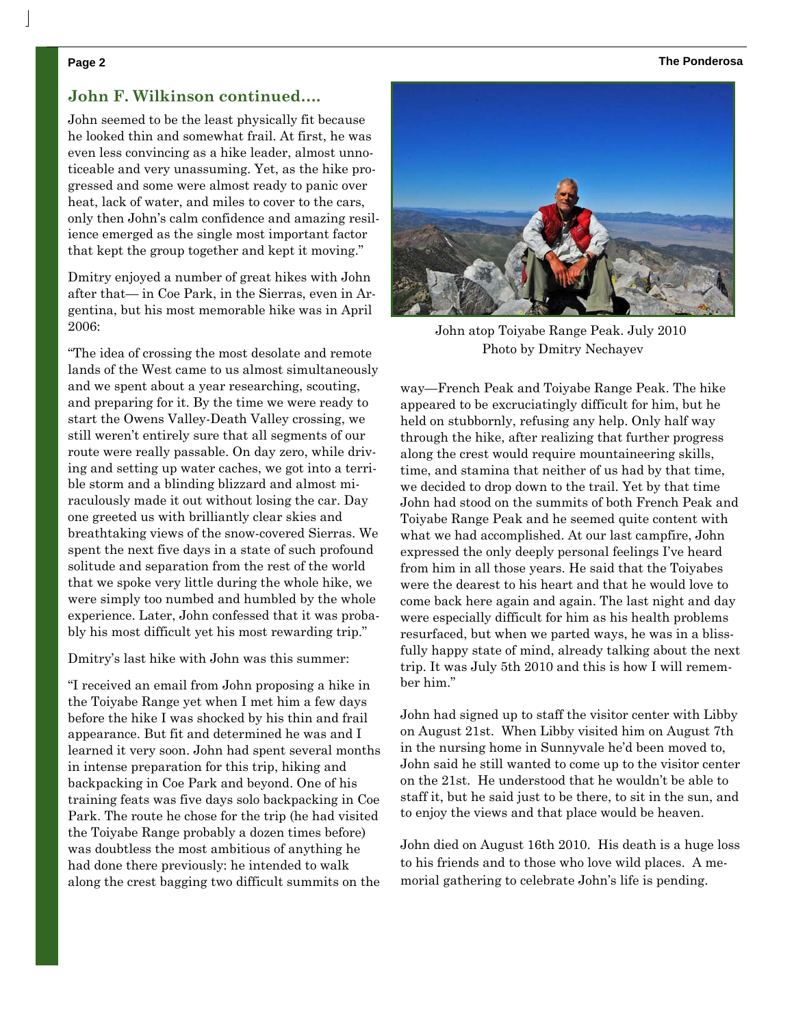## John F. Wilkinson continued….

John seemed to be the least physically fit because he looked thin and somewhat frail. At first, he was even less convincing as a hike leader, almost unnoticeable and very unassuming. Yet, as the hike progressed and some were almost ready to panic over heat, lack of water, and miles to cover to the cars, only then John's calm confidence and amazing resilience emerged as the single most important factor that kept the group together and kept it moving."

Dmitry enjoyed a number of great hikes with John after that— in Coe Park, in the Sierras, even in Argentina, but his most memorable hike was in April 2006:

"The idea of crossing the most desolate and remote lands of the West came to us almost simultaneously and we spent about a year researching, scouting, and preparing for it. By the time we were ready to start the Owens Valley-Death Valley crossing, we still weren't entirely sure that all segments of our route were really passable. On day zero, while driving and setting up water caches, we got into a terrible storm and a blinding blizzard and almost miraculously made it out without losing the car. Day one greeted us with brilliantly clear skies and breathtaking views of the snow-covered Sierras. We spent the next five days in a state of such profound solitude and separation from the rest of the world that we spoke very little during the whole hike, we were simply too numbed and humbled by the whole experience. Later, John confessed that it was probably his most difficult yet his most rewarding trip."

Dmitry's last hike with John was this summer:

"I received an email from John proposing a hike in the Toiyabe Range yet when I met him a few days before the hike I was shocked by his thin and frail appearance. But fit and determined he was and I learned it very soon. John had spent several months in intense preparation for this trip, hiking and backpacking in Coe Park and beyond. One of his training feats was five days solo backpacking in Coe Park. The route he chose for the trip (he had visited the Toiyabe Range probably a dozen times before) was doubtless the most ambitious of anything he had done there previously: he intended to walk along the crest bagging two difficult summits on the way—French Peak and Toiyabe Range Peak. The hike appeared to be excruciatingly difficult for him, but he held on stubbornly, refusing any help. Only half way through the hike, after realizing that further progress along the crest would require mountaineering skills, time, and stamina that neither of us had by that time, we decided to drop down to the trail. Yet by that time John had stood on the summits of both French Peak and Toiyabe Range Peak and he seemed quite content with what we had accomplished. At our last campfire, John expressed the only deeply personal feelings I've heard from him in all those years. He said that the Toiyabes were the dearest to his heart and that he would love to come back here again and again. The last night and day were especially difficult for him as his health problems resurfaced, but when we parted ways, he was in a blissfully happy state of mind, already talking about the next trip. It was July 5th 2010 and this is how I will remember him."

John atop Toiyabe Range Peak. July 2010
Photo by Dmitry Nechayev

John had signed up to staff the visitor center with Libby on August 21st. When Libby visited him on August 7th in the nursing home in Sunnyvale he'd been moved to, John said he still wanted to come up to the visitor center on the 21st. He understood that he wouldn't be able to staff it, but he said just to be there, to sit in the sun, and to enjoy the views and that place would be heaven.

John died on August 16th 2010. His death is a huge loss to his friends and to those who love wild places. A memorial gathering to celebrate John's life is pending.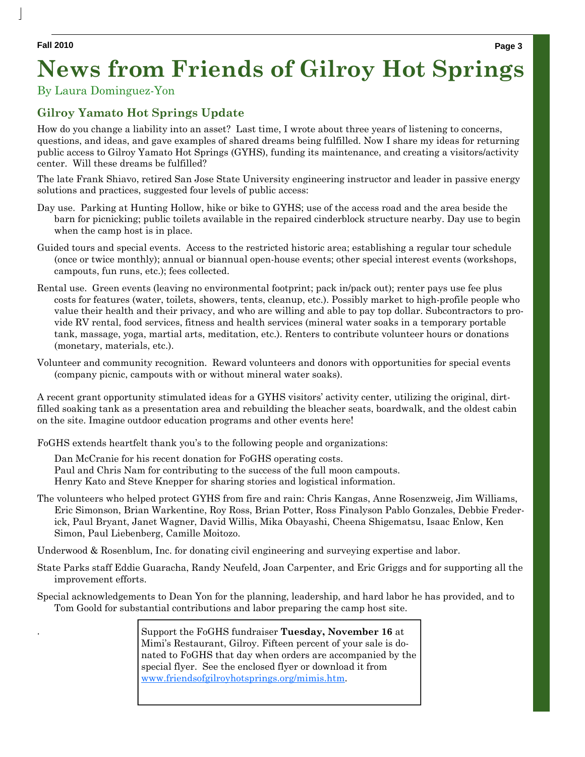# News from Friends of Gilroy Hot Springs

By Laura Dominguez-Yon

## Gilroy Yamato Hot Springs Update

How do you change a liability into an asset? Last time, I wrote about three years of listening to concerns, questions, and ideas, and gave examples of shared dreams being fulfilled. Now I share my ideas for returning public access to Gilroy Yamato Hot Springs (GYHS), funding its maintenance, and creating a visitors/activity center. Will these dreams be fulfilled?

The late Frank Shiavo, retired San Jose State University engineering instructor and leader in passive energy solutions and practices, suggested four levels of public access:

Day use. Parking at Hunting Hollow, hike or bike to GYHS; use of the access road and the area beside the barn for picnicking; public toilets available in the repaired cinderblock structure nearby. Day use to begin when the camp host is in place.

Guided tours and special events. Access to the restricted historic area; establishing a regular tour schedule (once or twice monthly); annual or biannual open-house events; other special interest events (workshops, campouts, fun runs, etc.); fees collected.

Rental use. Green events (leaving no environmental footprint; pack in/pack out); renter pays use fee plus costs for features (water, toilets, showers, tents, cleanup, etc.). Possibly market to high-profile people who value their health and their privacy, and who are willing and able to pay top dollar. Subcontractors to provide RV rental, food services, fitness and health services (mineral water soaks in a temporary portable tank, massage, yoga, martial arts, meditation, etc.). Renters to contribute volunteer hours or donations (monetary, materials, etc.).

Volunteer and community recognition. Reward volunteers and donors with opportunities for special events (company picnic, campouts with or without mineral water soaks).

A recent grant opportunity stimulated ideas for a GYHS visitors' activity center, utilizing the original, dirt-filled soaking tank as a presentation area and rebuilding the bleacher seats, boardwalk, and the oldest cabin on the site. Imagine outdoor education programs and other events here!

FoGHS extends heartfelt thank you's to the following people and organizations:

Dan McCranie for his recent donation for FoGHS operating costs.
Paul and Chris Nam for contributing to the success of the full moon campouts.
Henry Kato and Steve Knepper for sharing stories and logistical information.

The volunteers who helped protect GYHS from fire and rain: Chris Kangas, Anne Rosenzweig, Jim Williams, Eric Simonson, Brian Warkentine, Roy Ross, Brian Potter, Ross Finalyson Pablo Gonzales, Debbie Frederick, Paul Bryant, Janet Wagner, David Willis, Mika Obayashi, Cheena Shigematsu, Isaac Enlow, Ken Simon, Paul Liebenberg, Camille Moitozo.

Underwood & Rosenblum, Inc. for donating civil engineering and surveying expertise and labor.

State Parks staff Eddie Guaracha, Randy Neufeld, Joan Carpenter, and Eric Griggs and for supporting all the improvement efforts.

Special acknowledgements to Dean Yon for the planning, leadership, and hard labor he has provided, and to Tom Goold for substantial contributions and labor preparing the camp host site.

Support the FoGHS fundraiser **Tuesday, November 16** at Mimi's Restaurant, Gilroy. Fifteen percent of your sale is donated to FoGHS that day when orders are accompanied by the special flyer. See the enclosed flyer or download it from www.friendsofgilroyhotsprings.org/mimis.htm.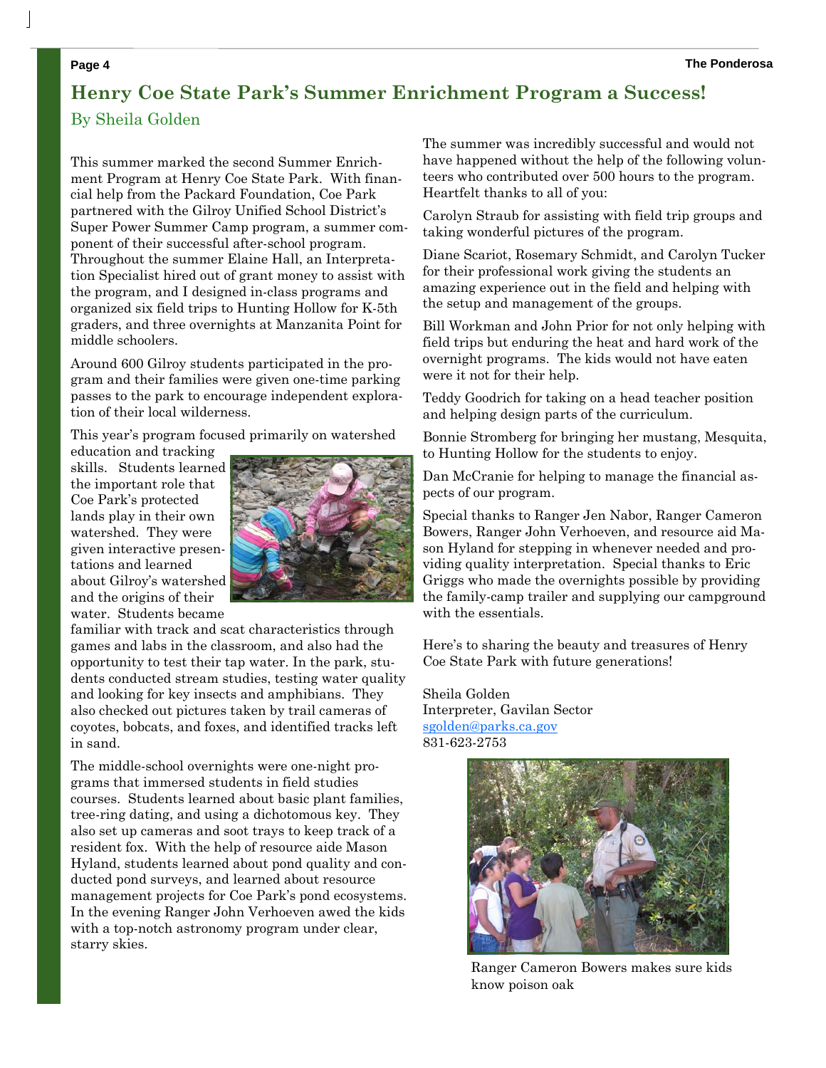# Henry Coe State Park's Summer Enrichment Program a Success!

By Sheila Golden

This summer marked the second Summer Enrichment Program at Henry Coe State Park. With financial help from the Packard Foundation, Coe Park partnered with the Gilroy Unified School District's Super Power Summer Camp program, a summer component of their successful after-school program. Throughout the summer Elaine Hall, an Interpretation Specialist hired out of grant money to assist with the program, and I designed in-class programs and organized six field trips to Hunting Hollow for K-5th graders, and three overnights at Manzanita Point for middle schoolers.

Around 600 Gilroy students participated in the program and their families were given one-time parking passes to the park to encourage independent exploration of their local wilderness.

This year's program focused primarily on watershed education and tracking skills. Students learned the important role that Coe Park's protected lands play in their own watershed. They were given interactive presentations and learned about Gilroy's watershed and the origins of their water. Students became familiar with track and scat characteristics through games and labs in the classroom, and also had the opportunity to test their tap water. In the park, students conducted stream studies, testing water quality and looking for key insects and amphibians. They also checked out pictures taken by trail cameras of coyotes, bobcats, and foxes, and identified tracks left in sand.

The middle-school overnights were one-night programs that immersed students in field studies courses. Students learned about basic plant families, tree-ring dating, and using a dichotomous key. They also set up cameras and soot trays to keep track of a resident fox. With the help of resource aide Mason Hyland, students learned about pond quality and conducted pond surveys, and learned about resource management projects for Coe Park's pond ecosystems. In the evening Ranger John Verhoeven awed the kids with a top-notch astronomy program under clear, starry skies.

The summer was incredibly successful and would not have happened without the help of the following volunteers who contributed over 500 hours to the program. Heartfelt thanks to all of you:

Carolyn Straub for assisting with field trip groups and taking wonderful pictures of the program.

Diane Scariot, Rosemary Schmidt, and Carolyn Tucker for their professional work giving the students an amazing experience out in the field and helping with the setup and management of the groups.

Bill Workman and John Prior for not only helping with field trips but enduring the heat and hard work of the overnight programs. The kids would not have eaten were it not for their help.

Teddy Goodrich for taking on a head teacher position and helping design parts of the curriculum.

Bonnie Stromberg for bringing her mustang, Mesquita, to Hunting Hollow for the students to enjoy.

Dan McCranie for helping to manage the financial aspects of our program.

Special thanks to Ranger Jen Nabor, Ranger Cameron Bowers, Ranger John Verhoeven, and resource aid Mason Hyland for stepping in whenever needed and providing quality interpretation. Special thanks to Eric Griggs who made the overnights possible by providing the family-camp trailer and supplying our campground with the essentials.

Here's to sharing the beauty and treasures of Henry Coe State Park with future generations!

Sheila Golden
Interpreter, Gavilan Sector
sgolden@parks.ca.gov
831-623-2753

Ranger Cameron Bowers makes sure kids know poison oak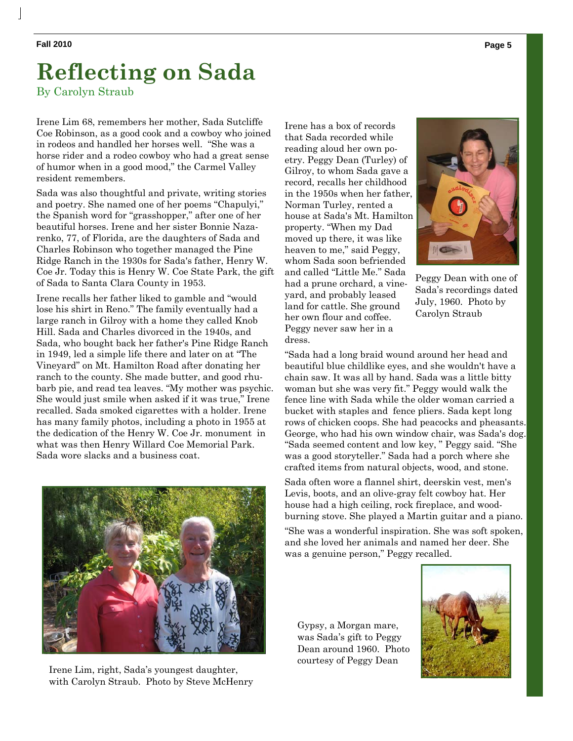# Reflecting on Sada

By Carolyn Straub

Irene Lim 68, remembers her mother, Sada Sutcliffe Coe Robinson, as a good cook and a cowboy who joined in rodeos and handled her horses well. "She was a horse rider and a rodeo cowboy who had a great sense of humor when in a good mood," the Carmel Valley resident remembers.

Sada was also thoughtful and private, writing stories and poetry. She named one of her poems "Chapulyi," the Spanish word for "grasshopper," after one of her beautiful horses. Irene and her sister Bonnie Nazarenko, 77, of Florida, are the daughters of Sada and Charles Robinson who together managed the Pine Ridge Ranch in the 1930s for Sada's father, Henry W. Coe Jr. Today this is Henry W. Coe State Park, the gift of Sada to Santa Clara County in 1953.

Irene recalls her father liked to gamble and "would lose his shirt in Reno." The family eventually had a large ranch in Gilroy with a home they called Knob Hill. Sada and Charles divorced in the 1940s, and Sada, who bought back her father's Pine Ridge Ranch in 1949, led a simple life there and later on at "The Vineyard" on Mt. Hamilton Road after donating her ranch to the county. She made butter, and good rhubarb pie, and read tea leaves. "My mother was psychic. She would just smile when asked if it was true," Irene recalled. Sada smoked cigarettes with a holder. Irene has many family photos, including a photo in 1955 at the dedication of the Henry W. Coe Jr. monument in what was then Henry Willard Coe Memorial Park. Sada wore slacks and a business coat.

Irene Lim, right, Sada's youngest daughter, with Carolyn Straub. Photo by Steve McHenry

Irene has a box of records that Sada recorded while reading aloud her own poetry. Peggy Dean (Turley) of Gilroy, to whom Sada gave a record, recalls her childhood in the 1950s when her father, Norman Turley, rented a house at Sada's Mt. Hamilton property. "When my Dad moved up there, it was like heaven to me," said Peggy, whom Sada soon befriended and called "Little Me." Sada had a prune orchard, a vineyard, and probably leased land for cattle. She ground her own flour and coffee. Peggy never saw her in a dress.

Peggy Dean with one of Sada's recordings dated July, 1960. Photo by Carolyn Straub

"Sada had a long braid wound around her head and beautiful blue childlike eyes, and she wouldn't have a chain saw. It was all by hand. Sada was a little bitty woman but she was very fit." Peggy would walk the fence line with Sada while the older woman carried a bucket with staples and fence pliers. Sada kept long rows of chicken coops. She had peacocks and pheasants. George, who had his own window chair, was Sada's dog. "Sada seemed content and low key, " Peggy said. "She was a good storyteller." Sada had a porch where she crafted items from natural objects, wood, and stone.

Sada often wore a flannel shirt, deerskin vest, men's Levis, boots, and an olive-gray felt cowboy hat. Her house had a high ceiling, rock fireplace, and wood-burning stove. She played a Martin guitar and a piano.

"She was a wonderful inspiration. She was soft spoken, and she loved her animals and named her deer. She was a genuine person," Peggy recalled.

Gypsy, a Morgan mare, was Sada's gift to Peggy Dean around 1960. Photo courtesy of Peggy Dean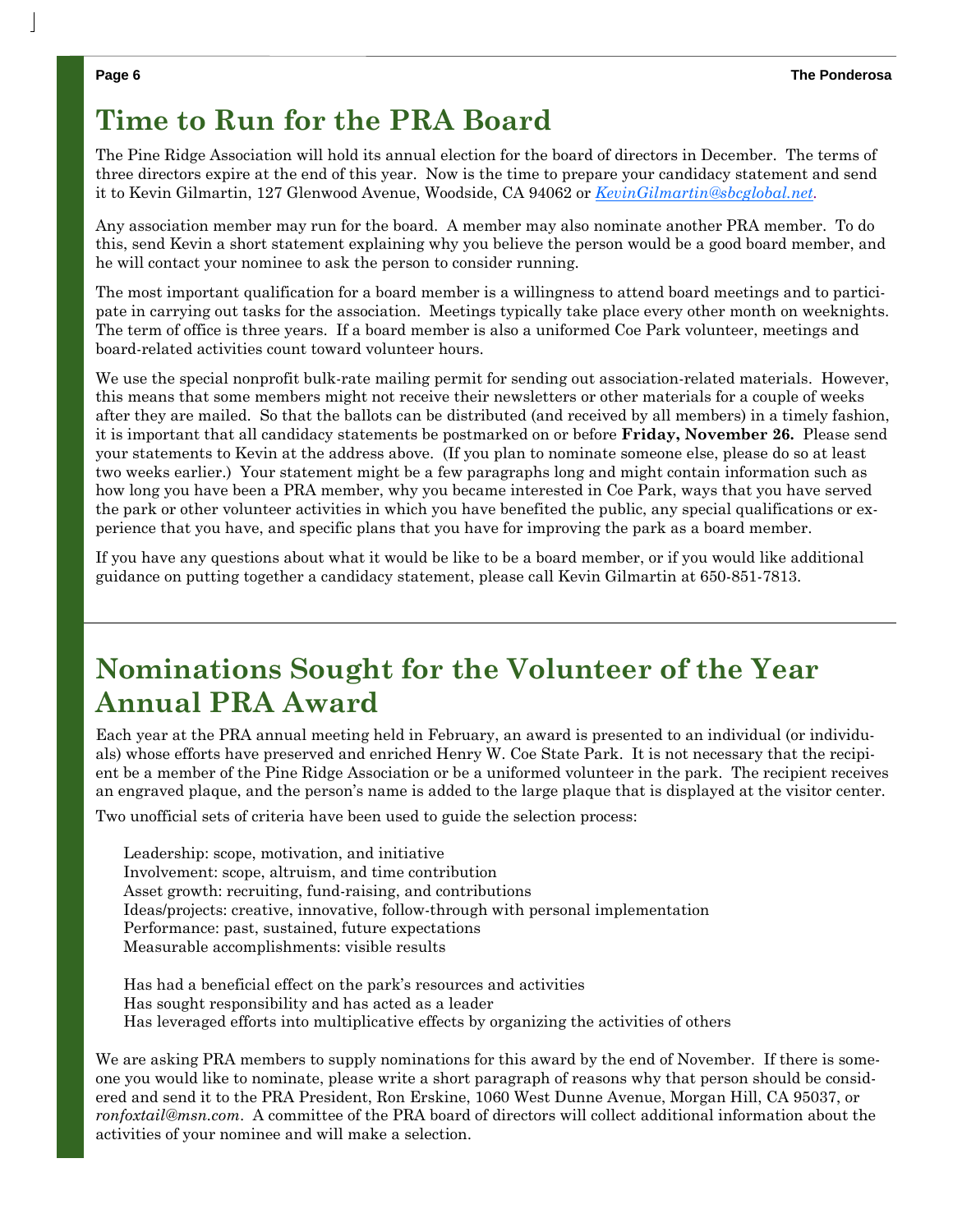# Time to Run for the PRA Board

The Pine Ridge Association will hold its annual election for the board of directors in December. The terms of three directors expire at the end of this year. Now is the time to prepare your candidacy statement and send it to Kevin Gilmartin, 127 Glenwood Avenue, Woodside, CA 94062 or *KevinGilmartin@sbcglobal.net*.

Any association member may run for the board. A member may also nominate another PRA member. To do this, send Kevin a short statement explaining why you believe the person would be a good board member, and he will contact your nominee to ask the person to consider running.

The most important qualification for a board member is a willingness to attend board meetings and to participate in carrying out tasks for the association. Meetings typically take place every other month on weeknights. The term of office is three years. If a board member is also a uniformed Coe Park volunteer, meetings and board-related activities count toward volunteer hours.

We use the special nonprofit bulk-rate mailing permit for sending out association-related materials. However, this means that some members might not receive their newsletters or other materials for a couple of weeks after they are mailed. So that the ballots can be distributed (and received by all members) in a timely fashion, it is important that all candidacy statements be postmarked on or before **Friday, November 26.** Please send your statements to Kevin at the address above. (If you plan to nominate someone else, please do so at least two weeks earlier.) Your statement might be a few paragraphs long and might contain information such as how long you have been a PRA member, why you became interested in Coe Park, ways that you have served the park or other volunteer activities in which you have benefited the public, any special qualifications or experience that you have, and specific plans that you have for improving the park as a board member.

If you have any questions about what it would be like to be a board member, or if you would like additional guidance on putting together a candidacy statement, please call Kevin Gilmartin at 650-851-7813.

# Nominations Sought for the Volunteer of the Year Annual PRA Award

Each year at the PRA annual meeting held in February, an award is presented to an individual (or individuals) whose efforts have preserved and enriched Henry W. Coe State Park. It is not necessary that the recipient be a member of the Pine Ridge Association or be a uniformed volunteer in the park. The recipient receives an engraved plaque, and the person's name is added to the large plaque that is displayed at the visitor center.

Two unofficial sets of criteria have been used to guide the selection process:

Leadership: scope, motivation, and initiative
Involvement: scope, altruism, and time contribution
Asset growth: recruiting, fund-raising, and contributions
Ideas/projects: creative, innovative, follow-through with personal implementation
Performance: past, sustained, future expectations
Measurable accomplishments: visible results

Has had a beneficial effect on the park's resources and activities
Has sought responsibility and has acted as a leader
Has leveraged efforts into multiplicative effects by organizing the activities of others

We are asking PRA members to supply nominations for this award by the end of November. If there is someone you would like to nominate, please write a short paragraph of reasons why that person should be considered and send it to the PRA President, Ron Erskine, 1060 West Dunne Avenue, Morgan Hill, CA 95037, or *ronfoxtail@msn.com*. A committee of the PRA board of directors will collect additional information about the activities of your nominee and will make a selection.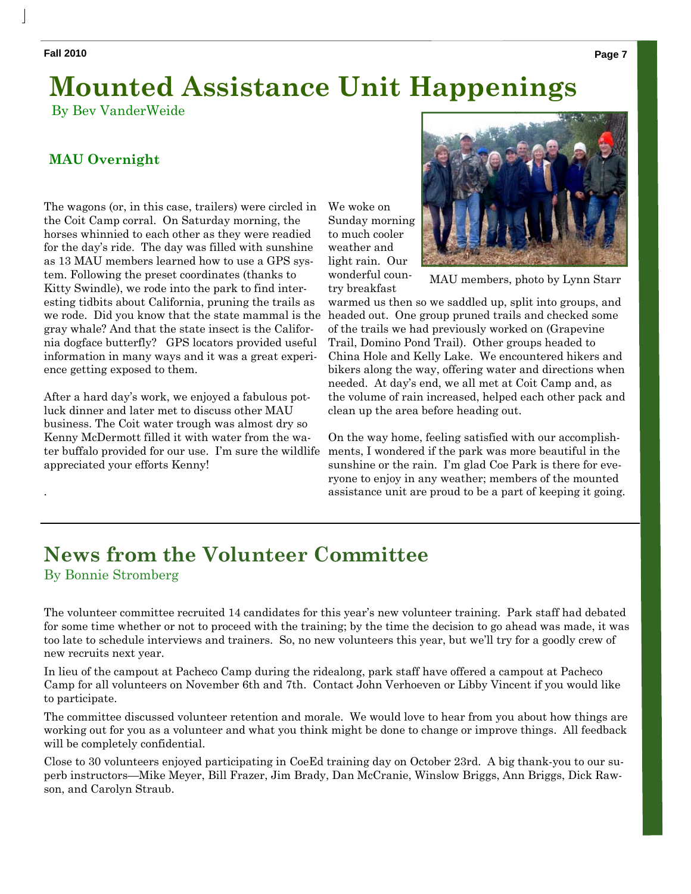# Mounted Assistance Unit Happenings

By Bev VanderWeide

## MAU Overnight

The wagons (or, in this case, trailers) were circled in the Coit Camp corral. On Saturday morning, the horses whinnied to each other as they were readied for the day's ride. The day was filled with sunshine as 13 MAU members learned how to use a GPS system. Following the preset coordinates (thanks to Kitty Swindle), we rode into the park to find interesting tidbits about California, pruning the trails as we rode. Did you know that the state mammal is the gray whale? And that the state insect is the California dogface butterfly? GPS locators provided useful information in many ways and it was a great experience getting exposed to them.

After a hard day's work, we enjoyed a fabulous potluck dinner and later met to discuss other MAU business. The Coit water trough was almost dry so Kenny McDermott filled it with water from the water buffalo provided for our use. I'm sure the wildlife appreciated your efforts Kenny!

We woke on Sunday morning to much cooler weather and light rain. Our wonderful country breakfast warmed us then so we saddled up, split into groups, and headed out. One group pruned trails and checked some of the trails we had previously worked on (Grapevine Trail, Domino Pond Trail). Other groups headed to China Hole and Kelly Lake. We encountered hikers and bikers along the way, offering water and directions when needed. At day's end, we all met at Coit Camp and, as the volume of rain increased, helped each other pack and clean up the area before heading out.

MAU members, photo by Lynn Starr

On the way home, feeling satisfied with our accomplishments, I wondered if the park was more beautiful in the sunshine or the rain. I'm glad Coe Park is there for everyone to enjoy in any weather; members of the mounted assistance unit are proud to be a part of keeping it going.

# News from the Volunteer Committee

By Bonnie Stromberg

The volunteer committee recruited 14 candidates for this year's new volunteer training. Park staff had debated for some time whether or not to proceed with the training; by the time the decision to go ahead was made, it was too late to schedule interviews and trainers. So, no new volunteers this year, but we'll try for a goodly crew of new recruits next year.

In lieu of the campout at Pacheco Camp during the ridealong, park staff have offered a campout at Pacheco Camp for all volunteers on November 6th and 7th. Contact John Verhoeven or Libby Vincent if you would like to participate.

The committee discussed volunteer retention and morale. We would love to hear from you about how things are working out for you as a volunteer and what you think might be done to change or improve things. All feedback will be completely confidential.

Close to 30 volunteers enjoyed participating in CoeEd training day on October 23rd. A big thank-you to our superb instructors—Mike Meyer, Bill Frazer, Jim Brady, Dan McCranie, Winslow Briggs, Ann Briggs, Dick Rawson, and Carolyn Straub.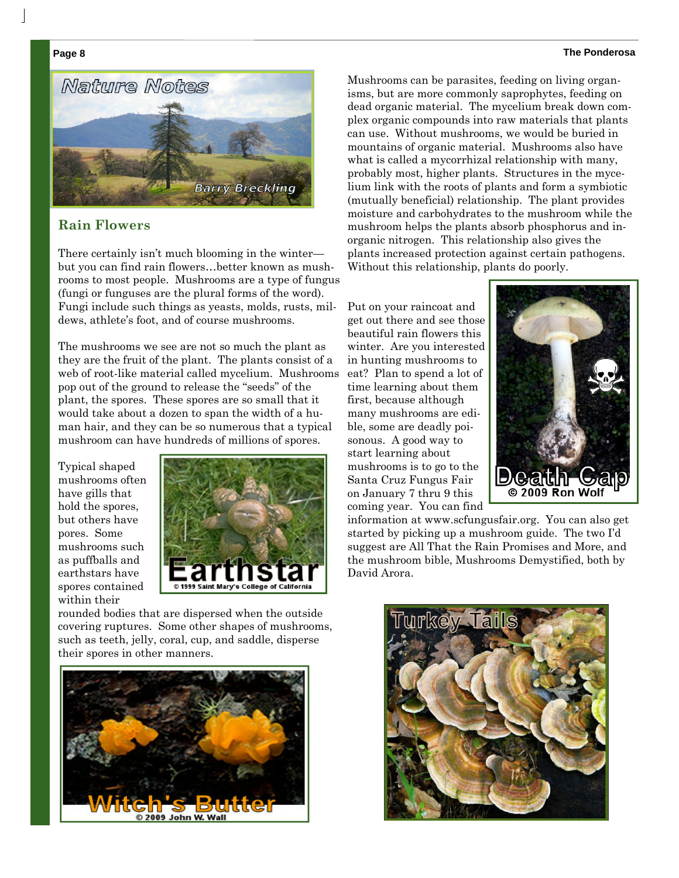## Nature Notes

Barry Breckling

### Rain Flowers

There certainly isn't much blooming in the winter—but you can find rain flowers…better known as mushrooms to most people. Mushrooms are a type of fungus (fungi or funguses are the plural forms of the word). Fungi include such things as yeasts, molds, rusts, mildews, athlete's foot, and of course mushrooms.

The mushrooms we see are not so much the plant as they are the fruit of the plant. The plants consist of a web of root-like material called mycelium. Mushrooms pop out of the ground to release the "seeds" of the plant, the spores. These spores are so small that it would take about a dozen to span the width of a human hair, and they can be so numerous that a typical mushroom can have hundreds of millions of spores.

Typical shaped mushrooms often have gills that hold the spores, but others have pores. Some mushrooms such as puffballs and earthstars have spores contained within their rounded bodies that are dispersed when the outside covering ruptures. Some other shapes of mushrooms, such as teeth, jelly, coral, cup, and saddle, disperse their spores in other manners.

Earthstar © 1999 Saint Mary's College of California

Witch's Butter © 2009 John W. Wall

Mushrooms can be parasites, feeding on living organisms, but are more commonly saprophytes, feeding on dead organic material. The mycelium break down complex organic compounds into raw materials that plants can use. Without mushrooms, we would be buried in mountains of organic material. Mushrooms also have what is called a mycorrhizal relationship with many, probably most, higher plants. Structures in the mycelium link with the roots of plants and form a symbiotic (mutually beneficial) relationship. The plant provides moisture and carbohydrates to the mushroom while the mushroom helps the plants absorb phosphorus and inorganic nitrogen. This relationship also gives the plants increased protection against certain pathogens. Without this relationship, plants do poorly.

Put on your raincoat and get out there and see those beautiful rain flowers this winter. Are you interested in hunting mushrooms to eat? Plan to spend a lot of time learning about them first, because although many mushrooms are edible, some are deadly poisonous. A good way to start learning about mushrooms is to go to the Santa Cruz Fungus Fair on January 7 thru 9 this coming year. You can find information at www.scfungusfair.org. You can also get started by picking up a mushroom guide. The two I'd suggest are All That the Rain Promises and More, and the mushroom bible, Mushrooms Demystified, both by David Arora.

Death Cap © 2009 Ron Wolf

Turkey Tails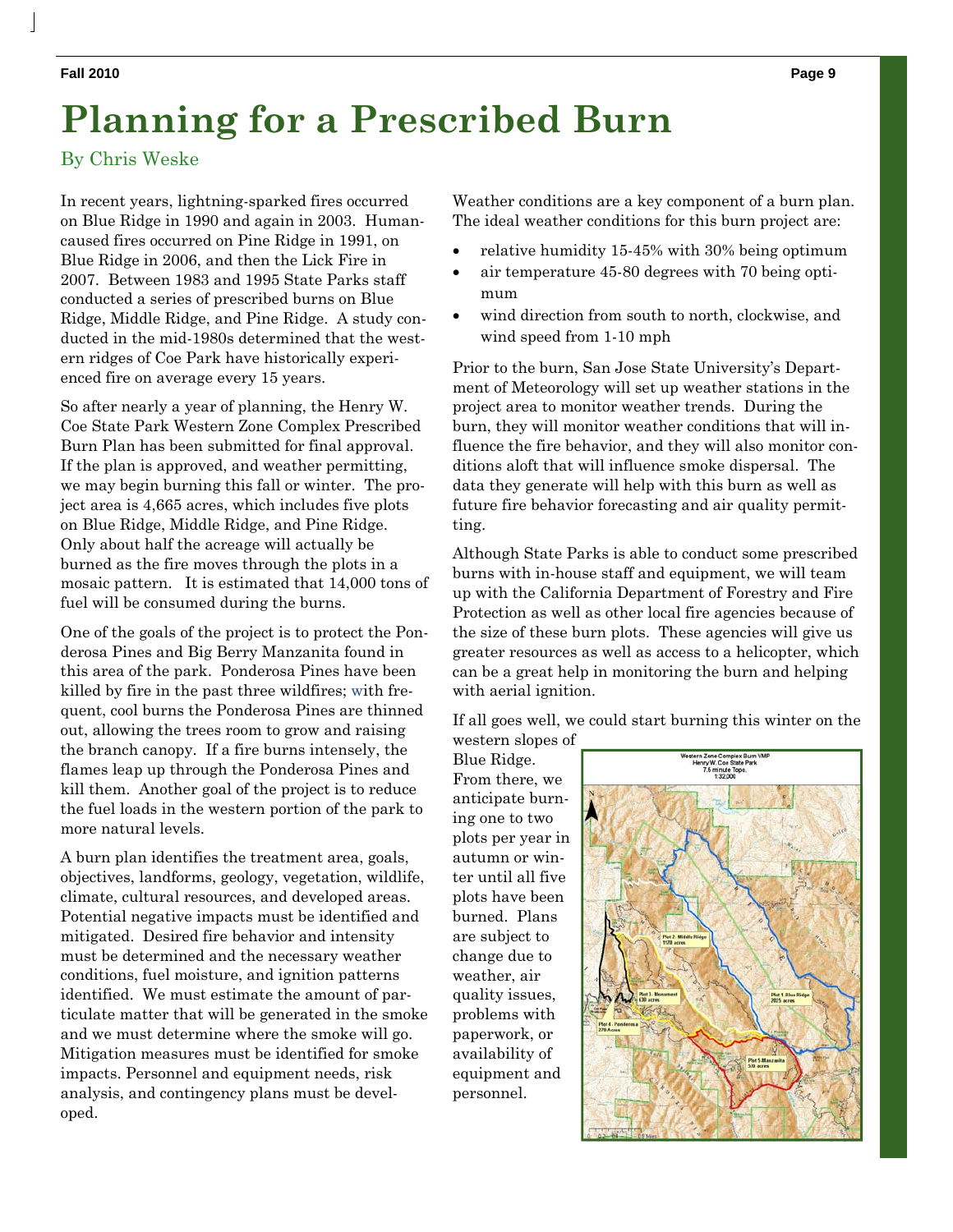# Planning for a Prescribed Burn

By Chris Weske

In recent years, lightning-sparked fires occurred on Blue Ridge in 1990 and again in 2003. Human-caused fires occurred on Pine Ridge in 1991, on Blue Ridge in 2006, and then the Lick Fire in 2007. Between 1983 and 1995 State Parks staff conducted a series of prescribed burns on Blue Ridge, Middle Ridge, and Pine Ridge. A study conducted in the mid-1980s determined that the western ridges of Coe Park have historically experienced fire on average every 15 years.

So after nearly a year of planning, the Henry W. Coe State Park Western Zone Complex Prescribed Burn Plan has been submitted for final approval. If the plan is approved, and weather permitting, we may begin burning this fall or winter. The project area is 4,665 acres, which includes five plots on Blue Ridge, Middle Ridge, and Pine Ridge. Only about half the acreage will actually be burned as the fire moves through the plots in a mosaic pattern. It is estimated that 14,000 tons of fuel will be consumed during the burns.

One of the goals of the project is to protect the Ponderosa Pines and Big Berry Manzanita found in this area of the park. Ponderosa Pines have been killed by fire in the past three wildfires; with frequent, cool burns the Ponderosa Pines are thinned out, allowing the trees room to grow and raising the branch canopy. If a fire burns intensely, the flames leap up through the Ponderosa Pines and kill them. Another goal of the project is to reduce the fuel loads in the western portion of the park to more natural levels.

A burn plan identifies the treatment area, goals, objectives, landforms, geology, vegetation, wildlife, climate, cultural resources, and developed areas. Potential negative impacts must be identified and mitigated. Desired fire behavior and intensity must be determined and the necessary weather conditions, fuel moisture, and ignition patterns identified. We must estimate the amount of particulate matter that will be generated in the smoke and we must determine where the smoke will go. Mitigation measures must be identified for smoke impacts. Personnel and equipment needs, risk analysis, and contingency plans must be developed.

Weather conditions are a key component of a burn plan. The ideal weather conditions for this burn project are:

- relative humidity 15-45% with 30% being optimum
- air temperature 45-80 degrees with 70 being optimum
- wind direction from south to north, clockwise, and wind speed from 1-10 mph

Prior to the burn, San Jose State University's Department of Meteorology will set up weather stations in the project area to monitor weather trends. During the burn, they will monitor weather conditions that will influence the fire behavior, and they will also monitor conditions aloft that will influence smoke dispersal. The data they generate will help with this burn as well as future fire behavior forecasting and air quality permitting.

Although State Parks is able to conduct some prescribed burns with in-house staff and equipment, we will team up with the California Department of Forestry and Fire Protection as well as other local fire agencies because of the size of these burn plots. These agencies will give us greater resources as well as access to a helicopter, which can be a great help in monitoring the burn and helping with aerial ignition.

If all goes well, we could start burning this winter on the western slopes of Blue Ridge. From there, we anticipate burning one to two plots per year in autumn or winter until all five plots have been burned. Plans are subject to change due to weather, air quality issues, problems with paperwork, or availability of equipment and personnel.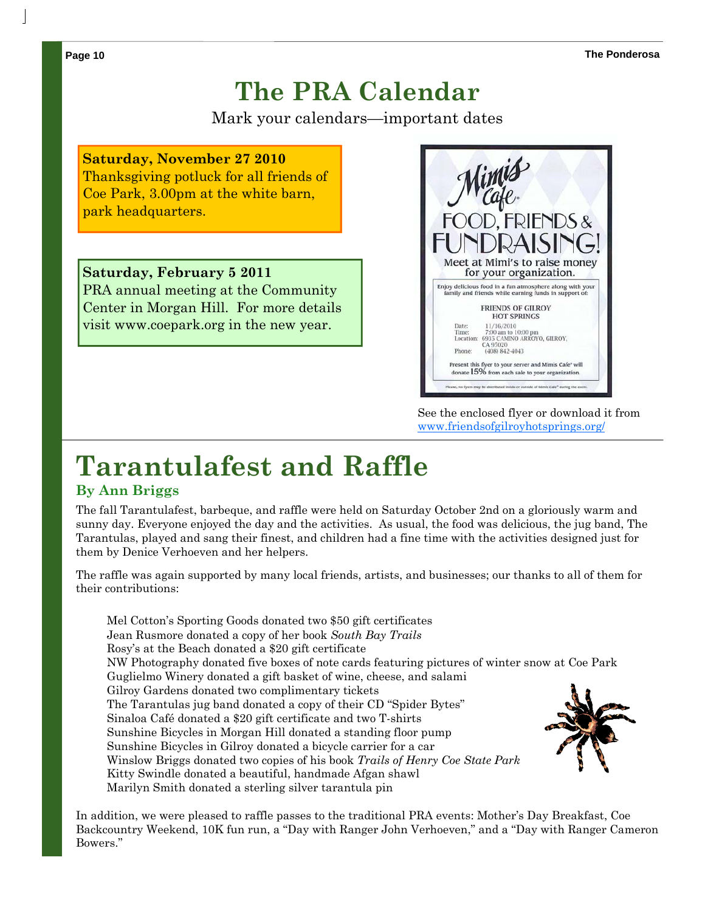# The PRA Calendar

Mark your calendars—important dates

**Saturday, November 27 2010**
Thanksgiving potluck for all friends of Coe Park, 3.00pm at the white barn, park headquarters.

**Saturday, February 5 2011**
PRA annual meeting at the Community Center in Morgan Hill. For more details visit www.coepark.org in the new year.

Mimi's Café

FOOD, FRIENDS & FUNDRAISING!

Meet at Mimi's to raise money for your organization.

Enjoy delicious food in a fun atmosphere along with your family and friends while earning funds in support of:

FRIENDS OF GILROY HOT SPRINGS

Date: 11/16/2010
Time: 7:00 am to 10:00 pm
Location: 6935 CAMINO ARROYO, GILROY, CA 95020
Phone: (408) 842-4043

Present this flyer to your server and Mimis Cafe will donate 15% from each sale to your organization.

Please, no flyers may be distributed inside or outside of Mimis Cafe during the event.

See the enclosed flyer or download it from www.friendsofgilroyhotsprings.org/

# Tarantulafest and Raffle

### By Ann Briggs

The fall Tarantulafest, barbeque, and raffle were held on Saturday October 2nd on a gloriously warm and sunny day. Everyone enjoyed the day and the activities. As usual, the food was delicious, the jug band, The Tarantulas, played and sang their finest, and children had a fine time with the activities designed just for them by Denice Verhoeven and her helpers.

The raffle was again supported by many local friends, artists, and businesses; our thanks to all of them for their contributions:

Mel Cotton's Sporting Goods donated two $50 gift certificates
Jean Rusmore donated a copy of her book *South Bay Trails*
Rosy's at the Beach donated a $20 gift certificate
NW Photography donated five boxes of note cards featuring pictures of winter snow at Coe Park
Guglielmo Winery donated a gift basket of wine, cheese, and salami
Gilroy Gardens donated two complimentary tickets
The Tarantulas jug band donated a copy of their CD "Spider Bytes"
Sinaloa Café donated a $20 gift certificate and two T-shirts
Sunshine Bicycles in Morgan Hill donated a standing floor pump
Sunshine Bicycles in Gilroy donated a bicycle carrier for a car
Winslow Briggs donated two copies of his book *Trails of Henry Coe State Park*
Kitty Swindle donated a beautiful, handmade Afgan shawl
Marilyn Smith donated a sterling silver tarantula pin

In addition, we were pleased to raffle passes to the traditional PRA events: Mother's Day Breakfast, Coe Backcountry Weekend, 10K fun run, a "Day with Ranger John Verhoeven," and a "Day with Ranger Cameron Bowers."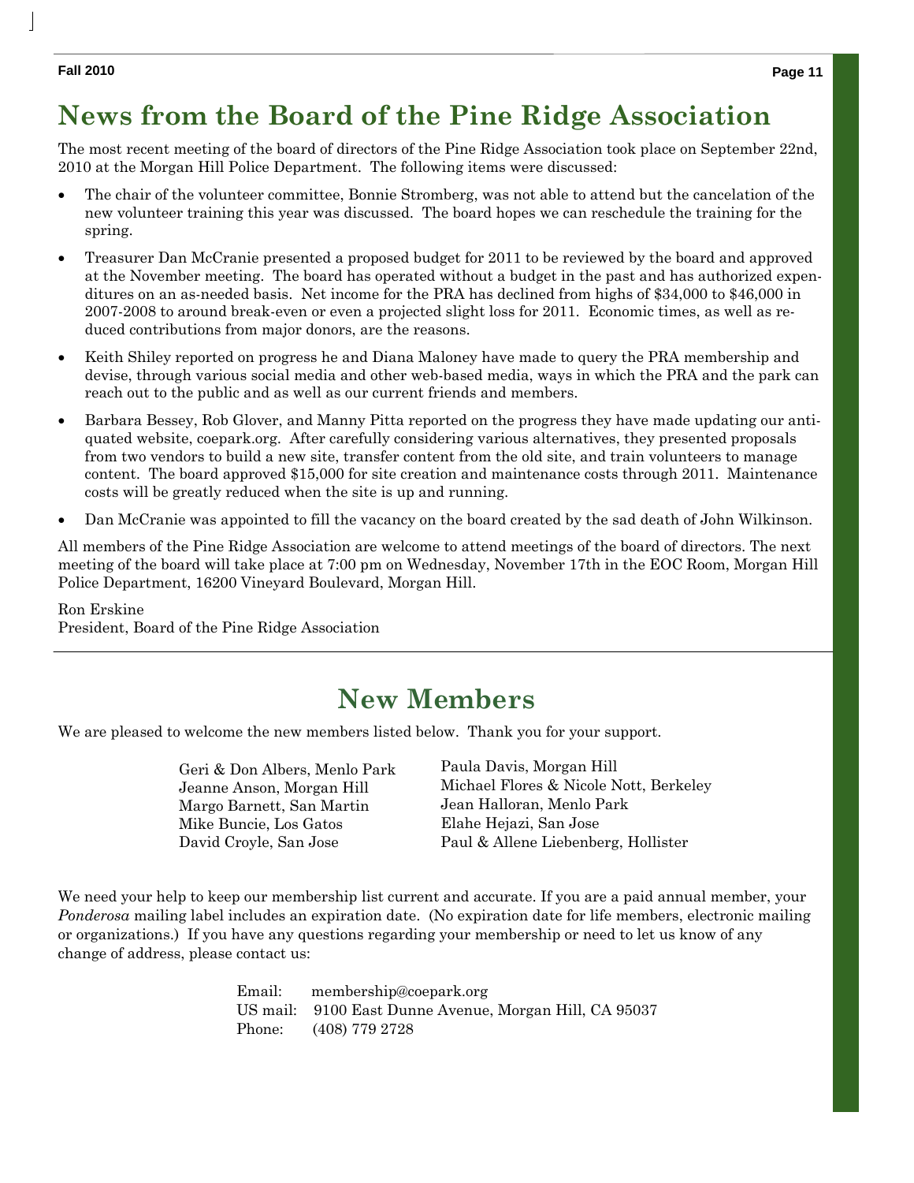# News from the Board of the Pine Ridge Association

The most recent meeting of the board of directors of the Pine Ridge Association took place on September 22nd, 2010 at the Morgan Hill Police Department. The following items were discussed:

- The chair of the volunteer committee, Bonnie Stromberg, was not able to attend but the cancelation of the new volunteer training this year was discussed. The board hopes we can reschedule the training for the spring.
- Treasurer Dan McCranie presented a proposed budget for 2011 to be reviewed by the board and approved at the November meeting. The board has operated without a budget in the past and has authorized expenditures on an as-needed basis. Net income for the PRA has declined from highs of $34,000 to $46,000 in 2007-2008 to around break-even or even a projected slight loss for 2011. Economic times, as well as reduced contributions from major donors, are the reasons.
- Keith Shiley reported on progress he and Diana Maloney have made to query the PRA membership and devise, through various social media and other web-based media, ways in which the PRA and the park can reach out to the public and as well as our current friends and members.
- Barbara Bessey, Rob Glover, and Manny Pitta reported on the progress they have made updating our antiquated website, coepark.org. After carefully considering various alternatives, they presented proposals from two vendors to build a new site, transfer content from the old site, and train volunteers to manage content. The board approved $15,000 for site creation and maintenance costs through 2011. Maintenance costs will be greatly reduced when the site is up and running.
- Dan McCranie was appointed to fill the vacancy on the board created by the sad death of John Wilkinson.

All members of the Pine Ridge Association are welcome to attend meetings of the board of directors. The next meeting of the board will take place at 7:00 pm on Wednesday, November 17th in the EOC Room, Morgan Hill Police Department, 16200 Vineyard Boulevard, Morgan Hill.

Ron Erskine  
President, Board of the Pine Ridge Association

# New Members

We are pleased to welcome the new members listed below. Thank you for your support.

Geri & Don Albers, Menlo Park  
Jeanne Anson, Morgan Hill  
Margo Barnett, San Martin  
Mike Buncie, Los Gatos  
David Croyle, San Jose  
Paula Davis, Morgan Hill  
Michael Flores & Nicole Nott, Berkeley  
Jean Halloran, Menlo Park  
Elahe Hejazi, San Jose  
Paul & Allene Liebenberg, Hollister

We need your help to keep our membership list current and accurate. If you are a paid annual member, your *Ponderosa* mailing label includes an expiration date. (No expiration date for life members, electronic mailing or organizations.) If you have any questions regarding your membership or need to let us know of any change of address, please contact us:

Email: membership@coepark.org  
US mail: 9100 East Dunne Avenue, Morgan Hill, CA 95037  
Phone: (408) 779 2728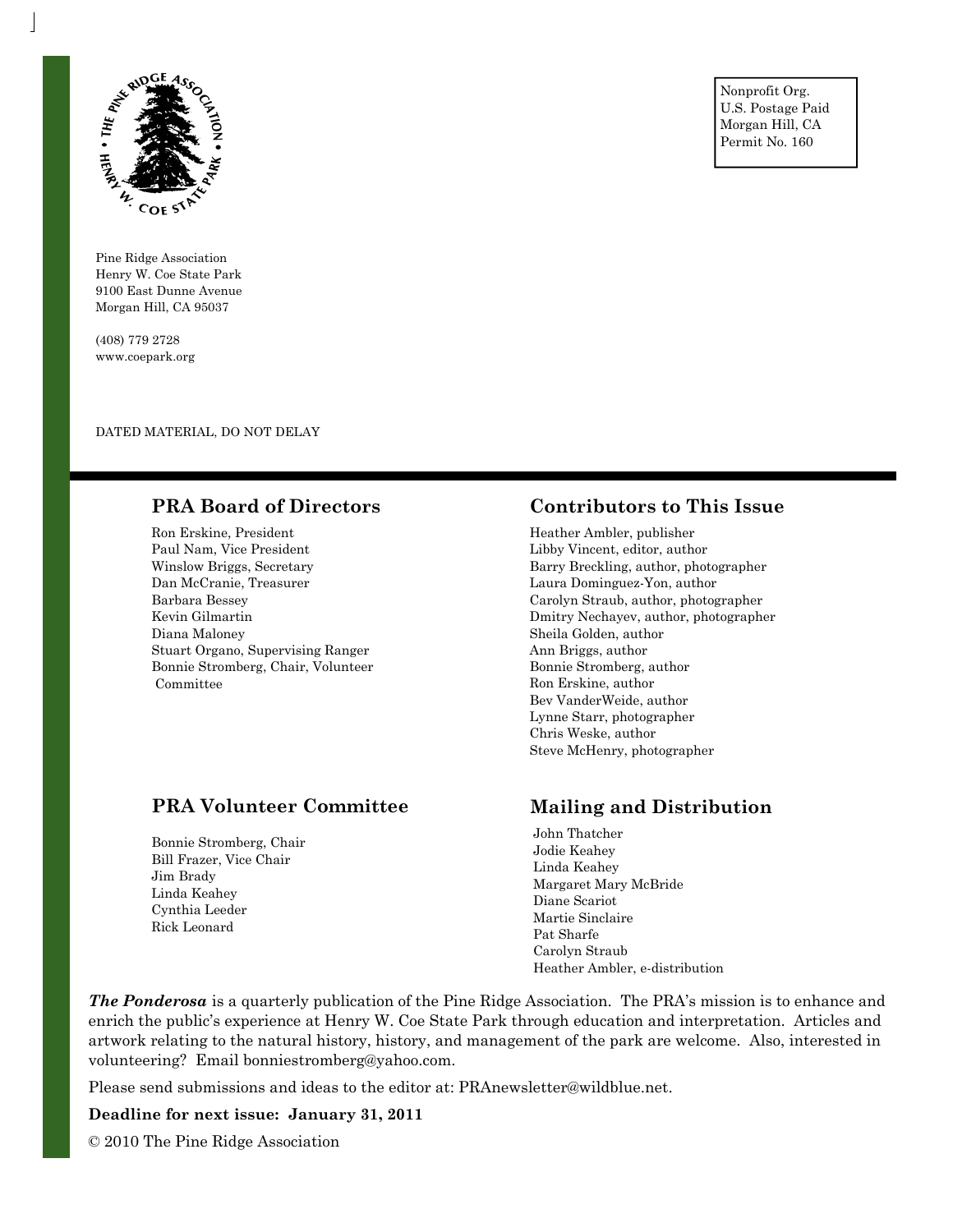Pine Ridge Association
Henry W. Coe State Park
9100 East Dunne Avenue
Morgan Hill, CA 95037

(408) 779 2728
www.coepark.org

Nonprofit Org.
U.S. Postage Paid
Morgan Hill, CA
Permit No. 160

DATED MATERIAL, DO NOT DELAY

## PRA Board of Directors

Ron Erskine, President
Paul Nam, Vice President
Winslow Briggs, Secretary
Dan McCranie, Treasurer
Barbara Bessey
Kevin Gilmartin
Diana Maloney
Stuart Organo, Supervising Ranger
Bonnie Stromberg, Chair, Volunteer Committee

## PRA Volunteer Committee

Bonnie Stromberg, Chair
Bill Frazer, Vice Chair
Jim Brady
Linda Keahey
Cynthia Leeder
Rick Leonard

## Contributors to This Issue

Heather Ambler, publisher
Libby Vincent, editor, author
Barry Breckling, author, photographer
Laura Dominguez-Yon, author
Carolyn Straub, author, photographer
Dmitry Nechayev, author, photographer
Sheila Golden, author
Ann Briggs, author
Bonnie Stromberg, author
Ron Erskine, author
Bev VanderWeide, author
Lynne Starr, photographer
Chris Weske, author
Steve McHenry, photographer

## Mailing and Distribution

John Thatcher
Jodie Keahey
Linda Keahey
Margaret Mary McBride
Diane Scariot
Martie Sinclaire
Pat Sharfe
Carolyn Straub
Heather Ambler, e-distribution

***The Ponderosa*** is a quarterly publication of the Pine Ridge Association. The PRA's mission is to enhance and enrich the public's experience at Henry W. Coe State Park through education and interpretation. Articles and artwork relating to the natural history, history, and management of the park are welcome. Also, interested in volunteering? Email bonniestromberg@yahoo.com.

Please send submissions and ideas to the editor at: PRAnewsletter@wildblue.net.

**Deadline for next issue: January 31, 2011**

© 2010 The Pine Ridge Association